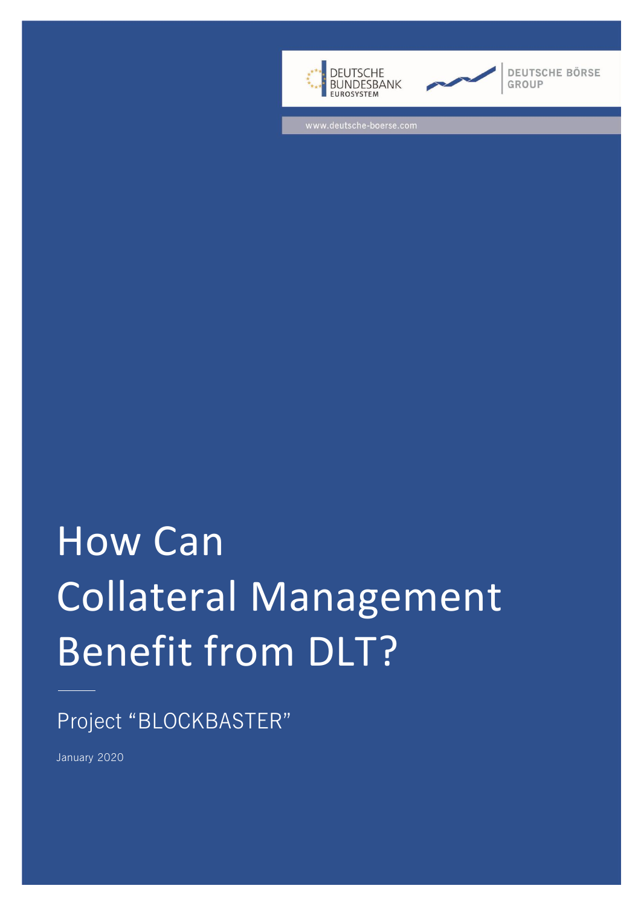DEUTSCHE BUNDESBANK
EUROSYSTEM

DEUTSCHE BÖRSE GROUP

www.deutsche-boerse.com

# How Can Collateral Management Benefit from DLT?

Project “BLOCKBASTER”

January 2020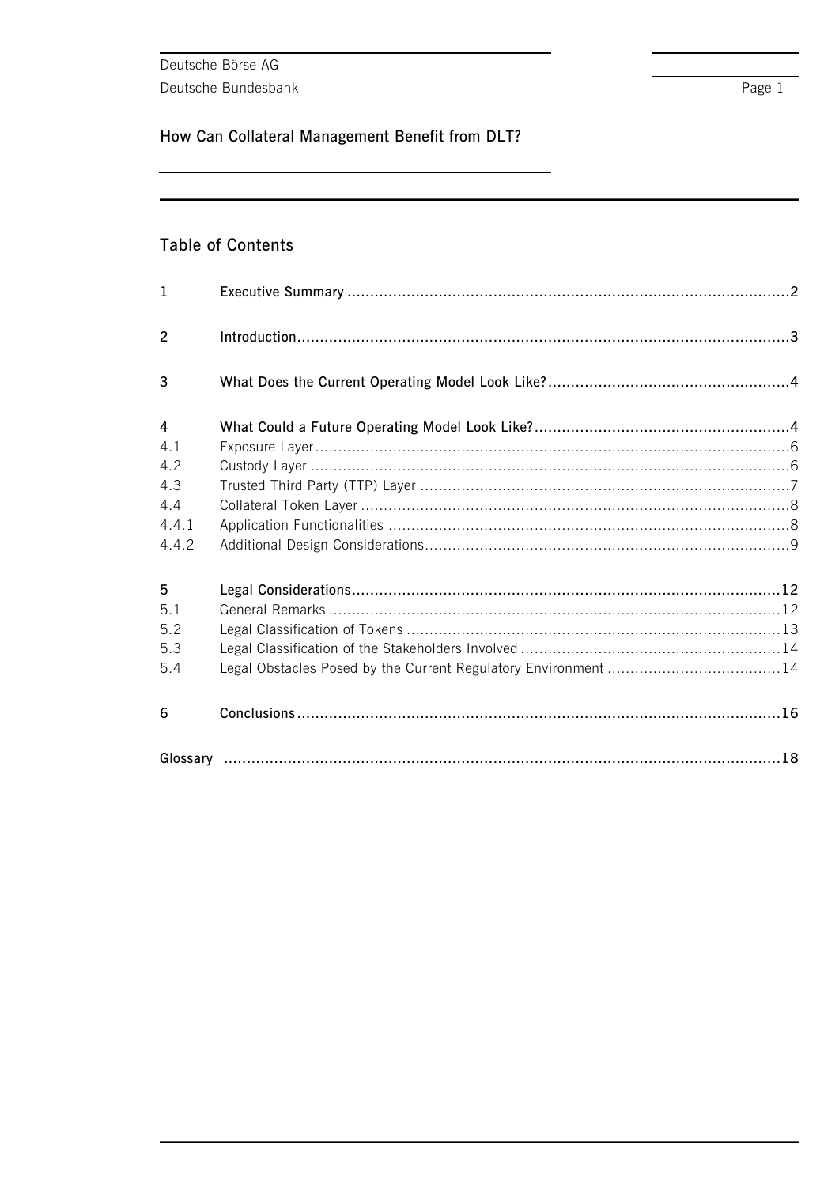# How Can Collateral Management Benefit from DLT?

## Table of Contents

| | | |
|---|---|---|
| **1** | **Executive Summary** | **2** |
| **2** | **Introduction** | **3** |
| **3** | **What Does the Current Operating Model Look Like?** | **4** |
| **4** | **What Could a Future Operating Model Look Like?** | **4** |
| 4.1 | Exposure Layer | 6 |
| 4.2 | Custody Layer | 6 |
| 4.3 | Trusted Third Party (TTP) Layer | 7 |
| 4.4 | Collateral Token Layer | 8 |
| 4.4.1 | Application Functionalities | 8 |
| 4.4.2 | Additional Design Considerations | 9 |
| **5** | **Legal Considerations** | **12** |
| 5.1 | General Remarks | 12 |
| 5.2 | Legal Classification of Tokens | 13 |
| 5.3 | Legal Classification of the Stakeholders Involved | 14 |
| 5.4 | Legal Obstacles Posed by the Current Regulatory Environment | 14 |
| **6** | **Conclusions** | **16** |
| **Glossary** | | **18** |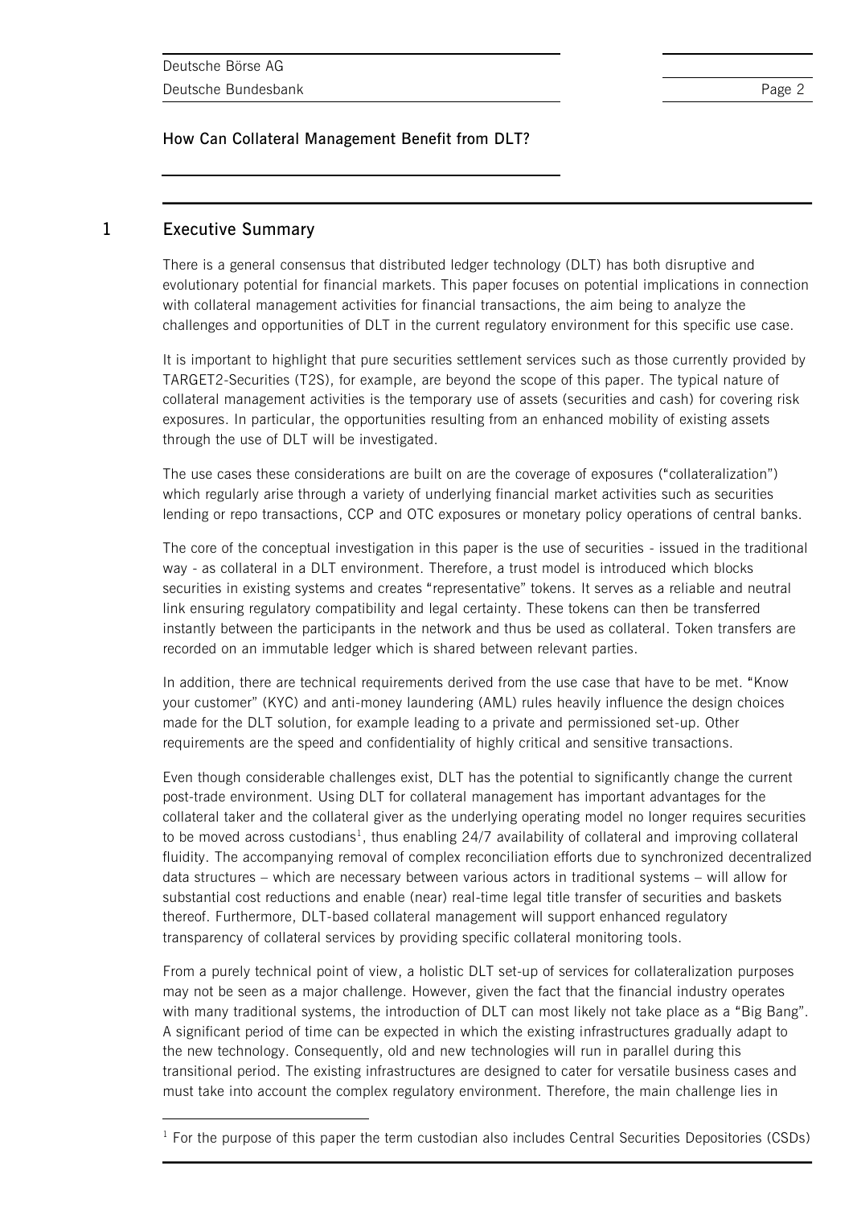## 1 Executive Summary

There is a general consensus that distributed ledger technology (DLT) has both disruptive and evolutionary potential for financial markets. This paper focuses on potential implications in connection with collateral management activities for financial transactions, the aim being to analyze the challenges and opportunities of DLT in the current regulatory environment for this specific use case.

It is important to highlight that pure securities settlement services such as those currently provided by TARGET2-Securities (T2S), for example, are beyond the scope of this paper. The typical nature of collateral management activities is the temporary use of assets (securities and cash) for covering risk exposures. In particular, the opportunities resulting from an enhanced mobility of existing assets through the use of DLT will be investigated.

The use cases these considerations are built on are the coverage of exposures ("collateralization") which regularly arise through a variety of underlying financial market activities such as securities lending or repo transactions, CCP and OTC exposures or monetary policy operations of central banks.

The core of the conceptual investigation in this paper is the use of securities - issued in the traditional way - as collateral in a DLT environment. Therefore, a trust model is introduced which blocks securities in existing systems and creates "representative" tokens. It serves as a reliable and neutral link ensuring regulatory compatibility and legal certainty. These tokens can then be transferred instantly between the participants in the network and thus be used as collateral. Token transfers are recorded on an immutable ledger which is shared between relevant parties.

In addition, there are technical requirements derived from the use case that have to be met. "Know your customer" (KYC) and anti-money laundering (AML) rules heavily influence the design choices made for the DLT solution, for example leading to a private and permissioned set-up. Other requirements are the speed and confidentiality of highly critical and sensitive transactions.

Even though considerable challenges exist, DLT has the potential to significantly change the current post-trade environment. Using DLT for collateral management has important advantages for the collateral taker and the collateral giver as the underlying operating model no longer requires securities to be moved across custodians[1], thus enabling 24/7 availability of collateral and improving collateral fluidity. The accompanying removal of complex reconciliation efforts due to synchronized decentralized data structures – which are necessary between various actors in traditional systems – will allow for substantial cost reductions and enable (near) real-time legal title transfer of securities and baskets thereof. Furthermore, DLT-based collateral management will support enhanced regulatory transparency of collateral services by providing specific collateral monitoring tools.

From a purely technical point of view, a holistic DLT set-up of services for collateralization purposes may not be seen as a major challenge. However, given the fact that the financial industry operates with many traditional systems, the introduction of DLT can most likely not take place as a "Big Bang". A significant period of time can be expected in which the existing infrastructures gradually adapt to the new technology. Consequently, old and new technologies will run in parallel during this transitional period. The existing infrastructures are designed to cater for versatile business cases and must take into account the complex regulatory environment. Therefore, the main challenge lies in

[1] For the purpose of this paper the term custodian also includes Central Securities Depositories (CSDs)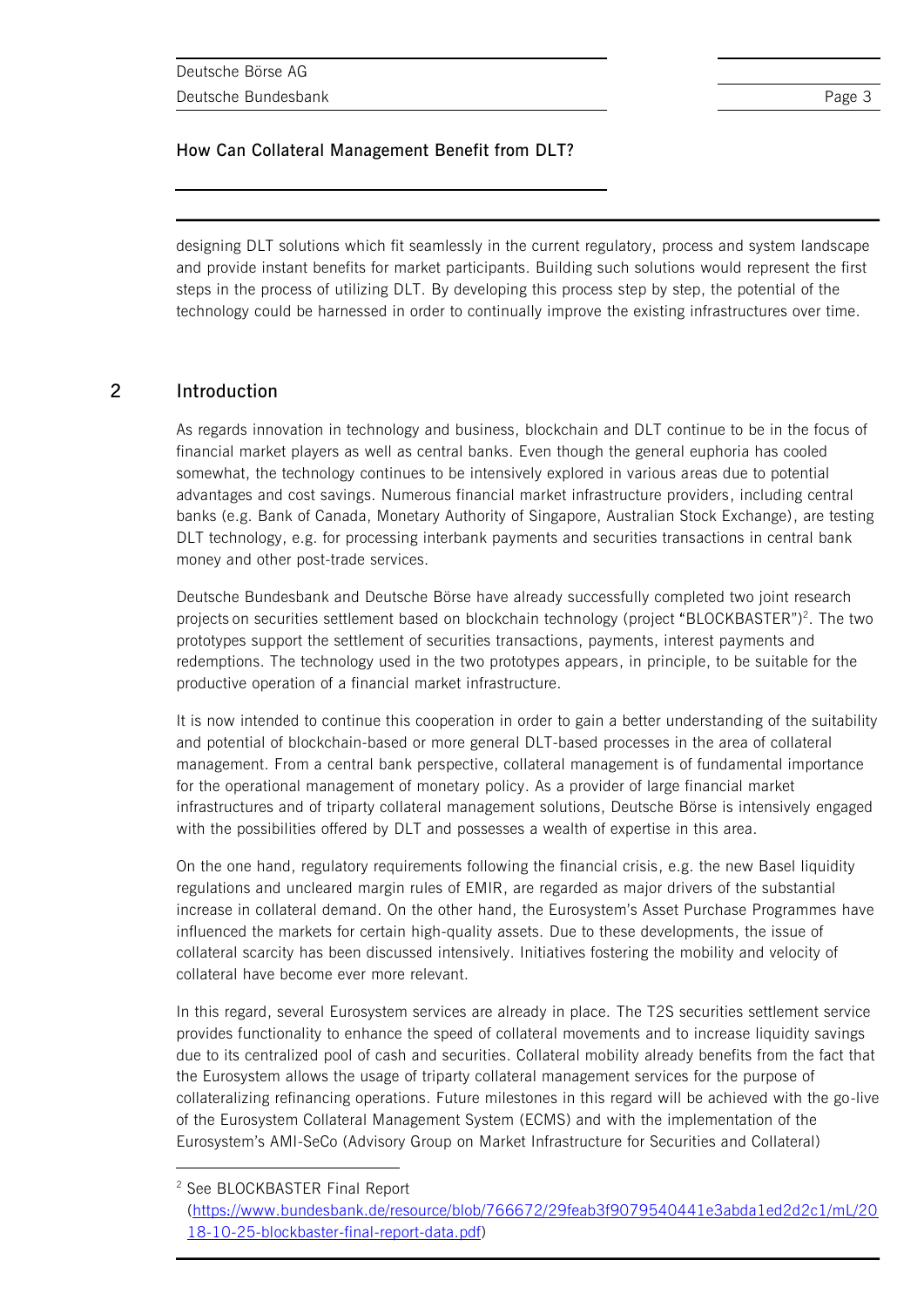designing DLT solutions which fit seamlessly in the current regulatory, process and system landscape and provide instant benefits for market participants. Building such solutions would represent the first steps in the process of utilizing DLT. By developing this process step by step, the potential of the technology could be harnessed in order to continually improve the existing infrastructures over time.

## 2 Introduction

As regards innovation in technology and business, blockchain and DLT continue to be in the focus of financial market players as well as central banks. Even though the general euphoria has cooled somewhat, the technology continues to be intensively explored in various areas due to potential advantages and cost savings. Numerous financial market infrastructure providers, including central banks (e.g. Bank of Canada, Monetary Authority of Singapore, Australian Stock Exchange), are testing DLT technology, e.g. for processing interbank payments and securities transactions in central bank money and other post-trade services.

Deutsche Bundesbank and Deutsche Börse have already successfully completed two joint research projects on securities settlement based on blockchain technology (project "BLOCKBASTER")[2]. The two prototypes support the settlement of securities transactions, payments, interest payments and redemptions. The technology used in the two prototypes appears, in principle, to be suitable for the productive operation of a financial market infrastructure.

It is now intended to continue this cooperation in order to gain a better understanding of the suitability and potential of blockchain-based or more general DLT-based processes in the area of collateral management. From a central bank perspective, collateral management is of fundamental importance for the operational management of monetary policy. As a provider of large financial market infrastructures and of triparty collateral management solutions, Deutsche Börse is intensively engaged with the possibilities offered by DLT and possesses a wealth of expertise in this area.

On the one hand, regulatory requirements following the financial crisis, e.g. the new Basel liquidity regulations and uncleared margin rules of EMIR, are regarded as major drivers of the substantial increase in collateral demand. On the other hand, the Eurosystem's Asset Purchase Programmes have influenced the markets for certain high-quality assets. Due to these developments, the issue of collateral scarcity has been discussed intensively. Initiatives fostering the mobility and velocity of collateral have become ever more relevant.

In this regard, several Eurosystem services are already in place. The T2S securities settlement service provides functionality to enhance the speed of collateral movements and to increase liquidity savings due to its centralized pool of cash and securities. Collateral mobility already benefits from the fact that the Eurosystem allows the usage of triparty collateral management services for the purpose of collateralizing refinancing operations. Future milestones in this regard will be achieved with the go-live of the Eurosystem Collateral Management System (ECMS) and with the implementation of the Eurosystem's AMI-SeCo (Advisory Group on Market Infrastructure for Securities and Collateral)

[2] See BLOCKBASTER Final Report (https://www.bundesbank.de/resource/blob/766672/29feab3f9079540441e3abda1ed2d2c1/mL/2018-10-25-blockbaster-final-report-data.pdf)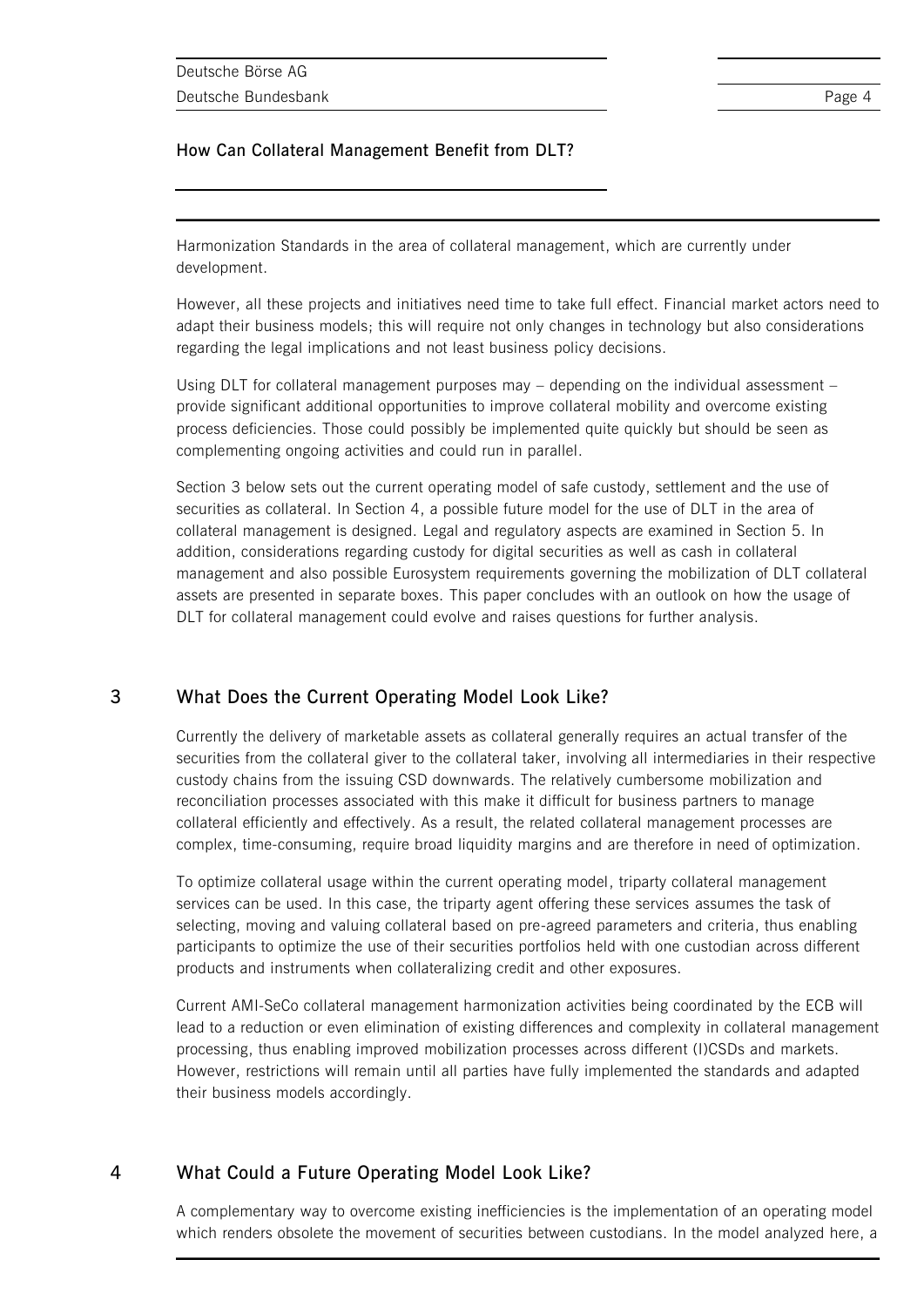Harmonization Standards in the area of collateral management, which are currently under development.

However, all these projects and initiatives need time to take full effect. Financial market actors need to adapt their business models; this will require not only changes in technology but also considerations regarding the legal implications and not least business policy decisions.

Using DLT for collateral management purposes may – depending on the individual assessment – provide significant additional opportunities to improve collateral mobility and overcome existing process deficiencies. Those could possibly be implemented quite quickly but should be seen as complementing ongoing activities and could run in parallel.

Section 3 below sets out the current operating model of safe custody, settlement and the use of securities as collateral. In Section 4, a possible future model for the use of DLT in the area of collateral management is designed. Legal and regulatory aspects are examined in Section 5. In addition, considerations regarding custody for digital securities as well as cash in collateral management and also possible Eurosystem requirements governing the mobilization of DLT collateral assets are presented in separate boxes. This paper concludes with an outlook on how the usage of DLT for collateral management could evolve and raises questions for further analysis.

## 3 What Does the Current Operating Model Look Like?

Currently the delivery of marketable assets as collateral generally requires an actual transfer of the securities from the collateral giver to the collateral taker, involving all intermediaries in their respective custody chains from the issuing CSD downwards. The relatively cumbersome mobilization and reconciliation processes associated with this make it difficult for business partners to manage collateral efficiently and effectively. As a result, the related collateral management processes are complex, time-consuming, require broad liquidity margins and are therefore in need of optimization.

To optimize collateral usage within the current operating model, triparty collateral management services can be used. In this case, the triparty agent offering these services assumes the task of selecting, moving and valuing collateral based on pre-agreed parameters and criteria, thus enabling participants to optimize the use of their securities portfolios held with one custodian across different products and instruments when collateralizing credit and other exposures.

Current AMI-SeCo collateral management harmonization activities being coordinated by the ECB will lead to a reduction or even elimination of existing differences and complexity in collateral management processing, thus enabling improved mobilization processes across different (I)CSDs and markets. However, restrictions will remain until all parties have fully implemented the standards and adapted their business models accordingly.

## 4 What Could a Future Operating Model Look Like?

A complementary way to overcome existing inefficiencies is the implementation of an operating model which renders obsolete the movement of securities between custodians. In the model analyzed here, a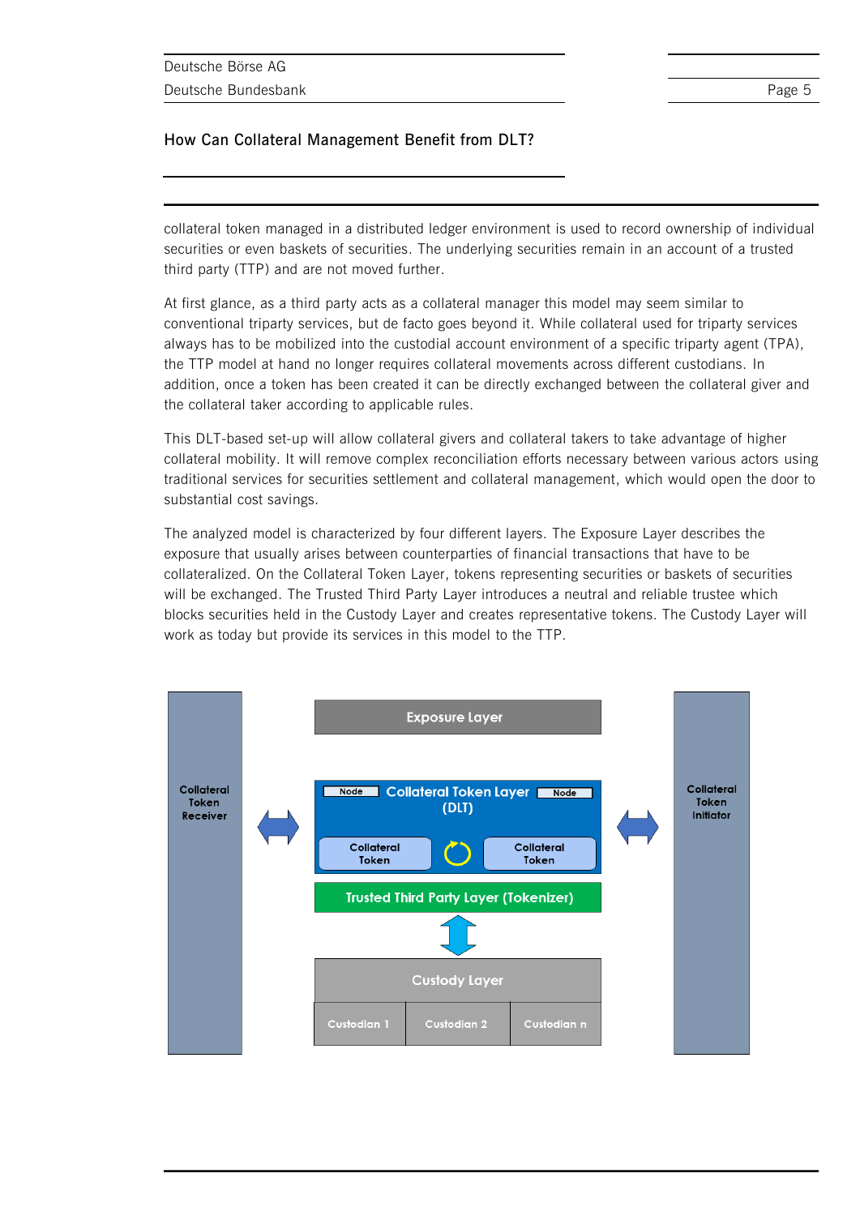collateral token managed in a distributed ledger environment is used to record ownership of individual securities or even baskets of securities. The underlying securities remain in an account of a trusted third party (TTP) and are not moved further.

At first glance, as a third party acts as a collateral manager this model may seem similar to conventional triparty services, but de facto goes beyond it. While collateral used for triparty services always has to be mobilized into the custodial account environment of a specific triparty agent (TPA), the TTP model at hand no longer requires collateral movements across different custodians. In addition, once a token has been created it can be directly exchanged between the collateral giver and the collateral taker according to applicable rules.

This DLT-based set-up will allow collateral givers and collateral takers to take advantage of higher collateral mobility. It will remove complex reconciliation efforts necessary between various actors using traditional services for securities settlement and collateral management, which would open the door to substantial cost savings.

The analyzed model is characterized by four different layers. The Exposure Layer describes the exposure that usually arises between counterparties of financial transactions that have to be collateralized. On the Collateral Token Layer, tokens representing securities or baskets of securities will be exchanged. The Trusted Third Party Layer introduces a neutral and reliable trustee which blocks securities held in the Custody Layer and creates representative tokens. The Custody Layer will work as today but provide its services in this model to the TTP.

Collateral Token Receiver

Exposure Layer

Node | Collateral Token Layer (DLT) | Node

Collateral Token | Collateral Token

Trusted Third Party Layer (Tokenizer)

Custody Layer

Custodian 1 | Custodian 2 | Custodian n

Collateral Token Initiator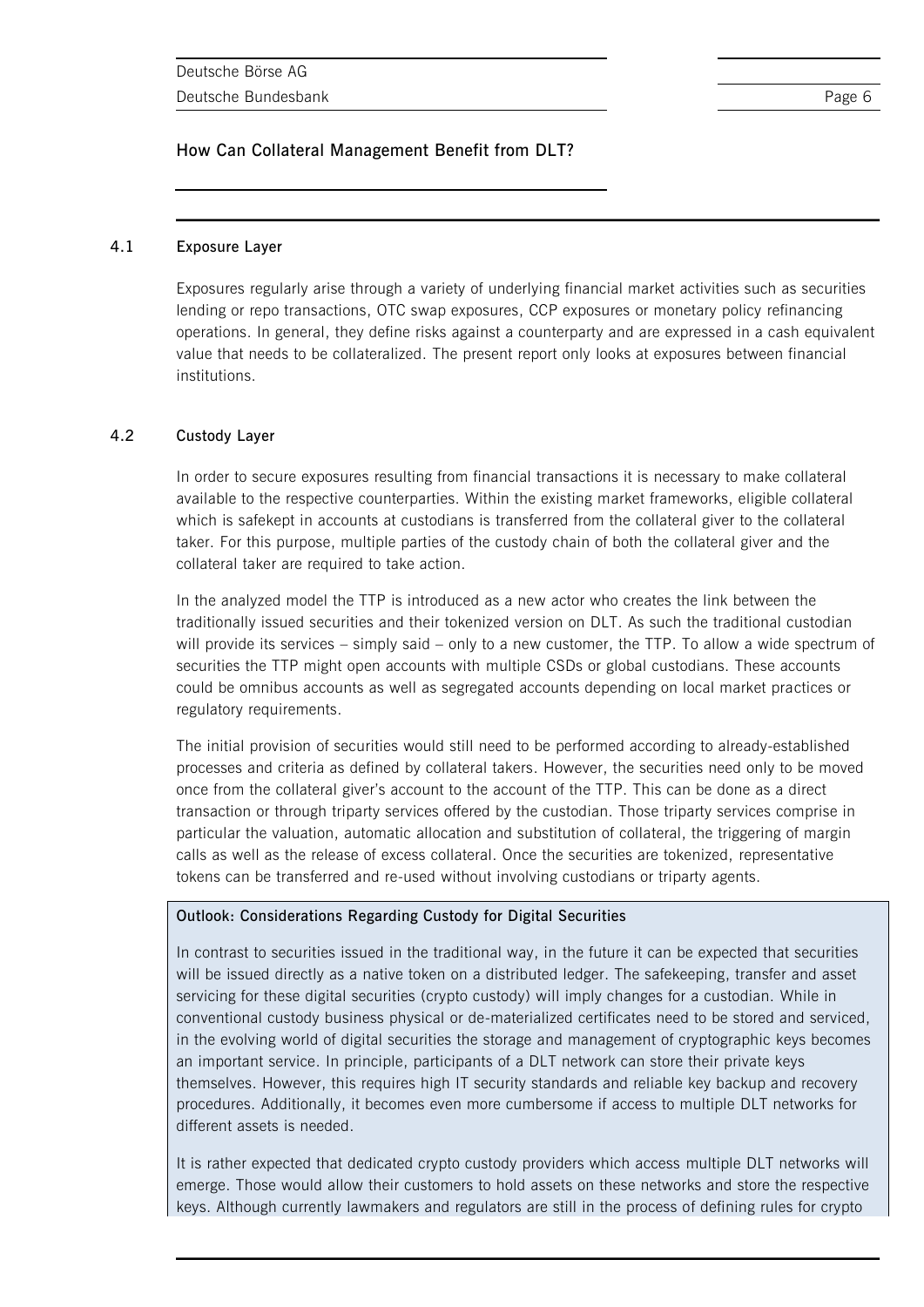### 4.1 Exposure Layer

Exposures regularly arise through a variety of underlying financial market activities such as securities lending or repo transactions, OTC swap exposures, CCP exposures or monetary policy refinancing operations. In general, they define risks against a counterparty and are expressed in a cash equivalent value that needs to be collateralized. The present report only looks at exposures between financial institutions.

### 4.2 Custody Layer

In order to secure exposures resulting from financial transactions it is necessary to make collateral available to the respective counterparties. Within the existing market frameworks, eligible collateral which is safekept in accounts at custodians is transferred from the collateral giver to the collateral taker. For this purpose, multiple parties of the custody chain of both the collateral giver and the collateral taker are required to take action.

In the analyzed model the TTP is introduced as a new actor who creates the link between the traditionally issued securities and their tokenized version on DLT. As such the traditional custodian will provide its services – simply said – only to a new customer, the TTP. To allow a wide spectrum of securities the TTP might open accounts with multiple CSDs or global custodians. These accounts could be omnibus accounts as well as segregated accounts depending on local market practices or regulatory requirements.

The initial provision of securities would still need to be performed according to already-established processes and criteria as defined by collateral takers. However, the securities need only to be moved once from the collateral giver's account to the account of the TTP. This can be done as a direct transaction or through triparty services offered by the custodian. Those triparty services comprise in particular the valuation, automatic allocation and substitution of collateral, the triggering of margin calls as well as the release of excess collateral. Once the securities are tokenized, representative tokens can be transferred and re-used without involving custodians or triparty agents.

**Outlook: Considerations Regarding Custody for Digital Securities**

In contrast to securities issued in the traditional way, in the future it can be expected that securities will be issued directly as a native token on a distributed ledger. The safekeeping, transfer and asset servicing for these digital securities (crypto custody) will imply changes for a custodian. While in conventional custody business physical or de-materialized certificates need to be stored and serviced, in the evolving world of digital securities the storage and management of cryptographic keys becomes an important service. In principle, participants of a DLT network can store their private keys themselves. However, this requires high IT security standards and reliable key backup and recovery procedures. Additionally, it becomes even more cumbersome if access to multiple DLT networks for different assets is needed.

It is rather expected that dedicated crypto custody providers which access multiple DLT networks will emerge. Those would allow their customers to hold assets on these networks and store the respective keys. Although currently lawmakers and regulators are still in the process of defining rules for crypto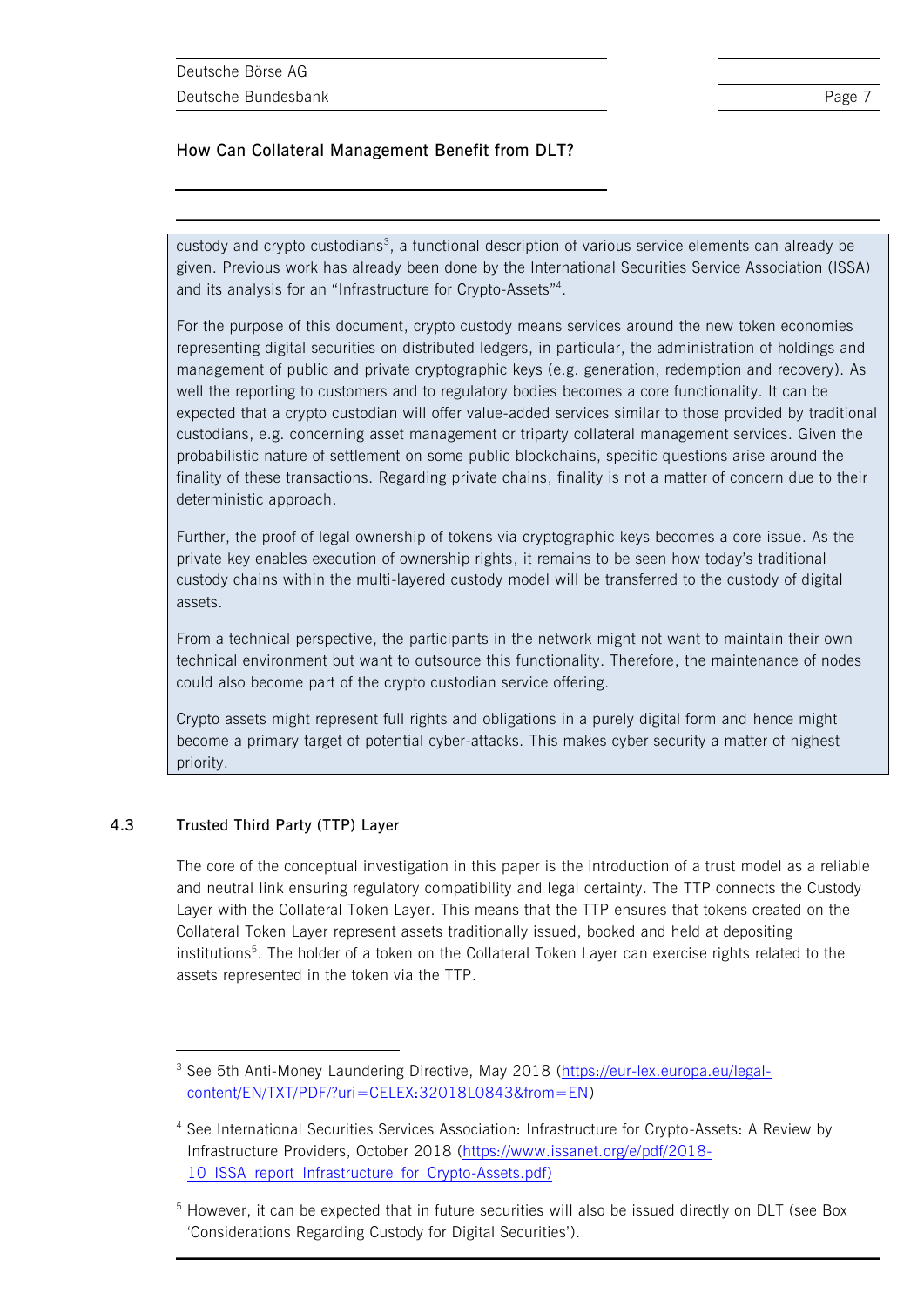custody and crypto custodians[3], a functional description of various service elements can already be given. Previous work has already been done by the International Securities Service Association (ISSA) and its analysis for an "Infrastructure for Crypto-Assets"[4].

For the purpose of this document, crypto custody means services around the new token economies representing digital securities on distributed ledgers, in particular, the administration of holdings and management of public and private cryptographic keys (e.g. generation, redemption and recovery). As well the reporting to customers and to regulatory bodies becomes a core functionality. It can be expected that a crypto custodian will offer value-added services similar to those provided by traditional custodians, e.g. concerning asset management or triparty collateral management services. Given the probabilistic nature of settlement on some public blockchains, specific questions arise around the finality of these transactions. Regarding private chains, finality is not a matter of concern due to their deterministic approach.

Further, the proof of legal ownership of tokens via cryptographic keys becomes a core issue. As the private key enables execution of ownership rights, it remains to be seen how today's traditional custody chains within the multi-layered custody model will be transferred to the custody of digital assets.

From a technical perspective, the participants in the network might not want to maintain their own technical environment but want to outsource this functionality. Therefore, the maintenance of nodes could also become part of the crypto custodian service offering.

Crypto assets might represent full rights and obligations in a purely digital form and hence might become a primary target of potential cyber-attacks. This makes cyber security a matter of highest priority.

### 4.3 Trusted Third Party (TTP) Layer

The core of the conceptual investigation in this paper is the introduction of a trust model as a reliable and neutral link ensuring regulatory compatibility and legal certainty. The TTP connects the Custody Layer with the Collateral Token Layer. This means that the TTP ensures that tokens created on the Collateral Token Layer represent assets traditionally issued, booked and held at depositing institutions[5]. The holder of a token on the Collateral Token Layer can exercise rights related to the assets represented in the token via the TTP.

---

[3] See 5th Anti-Money Laundering Directive, May 2018 (https://eur-lex.europa.eu/legal-content/EN/TXT/PDF/?uri=CELEX:32018L0843&from=EN)

[4] See International Securities Services Association: Infrastructure for Crypto-Assets: A Review by Infrastructure Providers, October 2018 (https://www.issanet.org/e/pdf/2018-10_ISSA_report_Infrastructure_for_Crypto-Assets.pdf)

[5] However, it can be expected that in future securities will also be issued directly on DLT (see Box 'Considerations Regarding Custody for Digital Securities').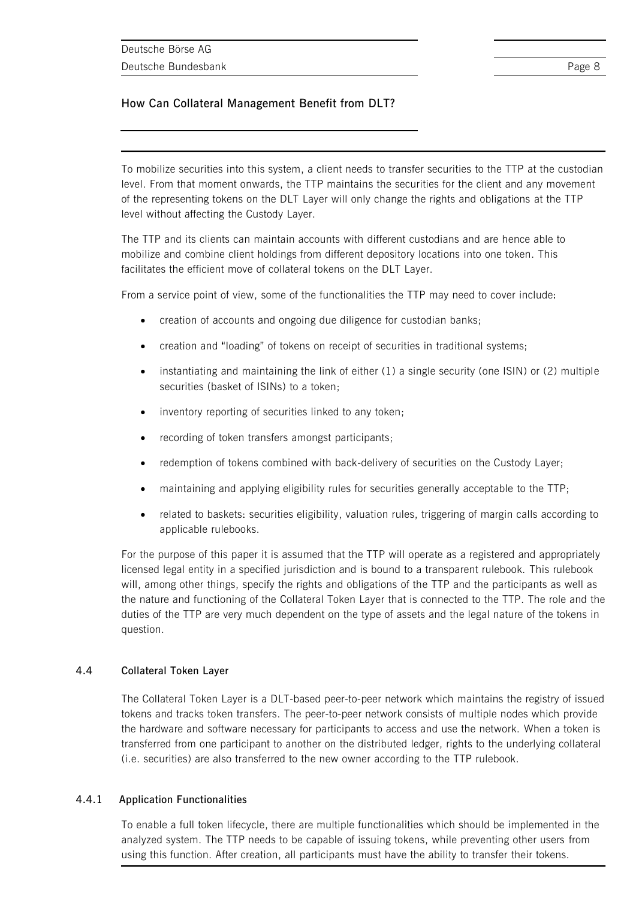To mobilize securities into this system, a client needs to transfer securities to the TTP at the custodian level. From that moment onwards, the TTP maintains the securities for the client and any movement of the representing tokens on the DLT Layer will only change the rights and obligations at the TTP level without affecting the Custody Layer.

The TTP and its clients can maintain accounts with different custodians and are hence able to mobilize and combine client holdings from different depository locations into one token. This facilitates the efficient move of collateral tokens on the DLT Layer.

From a service point of view, some of the functionalities the TTP may need to cover include:

- creation of accounts and ongoing due diligence for custodian banks;
- creation and "loading" of tokens on receipt of securities in traditional systems;
- instantiating and maintaining the link of either (1) a single security (one ISIN) or (2) multiple securities (basket of ISINs) to a token;
- inventory reporting of securities linked to any token;
- recording of token transfers amongst participants;
- redemption of tokens combined with back-delivery of securities on the Custody Layer;
- maintaining and applying eligibility rules for securities generally acceptable to the TTP;
- related to baskets: securities eligibility, valuation rules, triggering of margin calls according to applicable rulebooks.

For the purpose of this paper it is assumed that the TTP will operate as a registered and appropriately licensed legal entity in a specified jurisdiction and is bound to a transparent rulebook. This rulebook will, among other things, specify the rights and obligations of the TTP and the participants as well as the nature and functioning of the Collateral Token Layer that is connected to the TTP. The role and the duties of the TTP are very much dependent on the type of assets and the legal nature of the tokens in question.

## 4.4 Collateral Token Layer

The Collateral Token Layer is a DLT-based peer-to-peer network which maintains the registry of issued tokens and tracks token transfers. The peer-to-peer network consists of multiple nodes which provide the hardware and software necessary for participants to access and use the network. When a token is transferred from one participant to another on the distributed ledger, rights to the underlying collateral (i.e. securities) are also transferred to the new owner according to the TTP rulebook.

### 4.4.1 Application Functionalities

To enable a full token lifecycle, there are multiple functionalities which should be implemented in the analyzed system. The TTP needs to be capable of issuing tokens, while preventing other users from using this function. After creation, all participants must have the ability to transfer their tokens.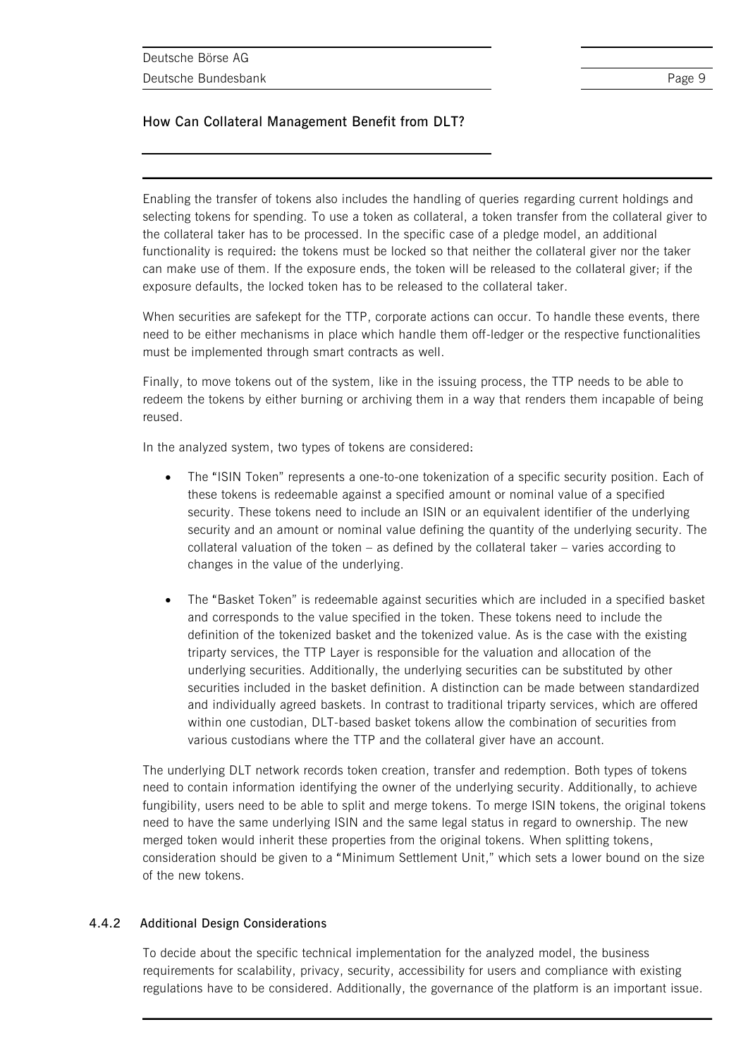Enabling the transfer of tokens also includes the handling of queries regarding current holdings and selecting tokens for spending. To use a token as collateral, a token transfer from the collateral giver to the collateral taker has to be processed. In the specific case of a pledge model, an additional functionality is required: the tokens must be locked so that neither the collateral giver nor the taker can make use of them. If the exposure ends, the token will be released to the collateral giver; if the exposure defaults, the locked token has to be released to the collateral taker.

When securities are safekept for the TTP, corporate actions can occur. To handle these events, there need to be either mechanisms in place which handle them off-ledger or the respective functionalities must be implemented through smart contracts as well.

Finally, to move tokens out of the system, like in the issuing process, the TTP needs to be able to redeem the tokens by either burning or archiving them in a way that renders them incapable of being reused.

In the analyzed system, two types of tokens are considered:

- The "ISIN Token" represents a one-to-one tokenization of a specific security position. Each of these tokens is redeemable against a specified amount or nominal value of a specified security. These tokens need to include an ISIN or an equivalent identifier of the underlying security and an amount or nominal value defining the quantity of the underlying security. The collateral valuation of the token – as defined by the collateral taker – varies according to changes in the value of the underlying.

- The "Basket Token" is redeemable against securities which are included in a specified basket and corresponds to the value specified in the token. These tokens need to include the definition of the tokenized basket and the tokenized value. As is the case with the existing triparty services, the TTP Layer is responsible for the valuation and allocation of the underlying securities. Additionally, the underlying securities can be substituted by other securities included in the basket definition. A distinction can be made between standardized and individually agreed baskets. In contrast to traditional triparty services, which are offered within one custodian, DLT-based basket tokens allow the combination of securities from various custodians where the TTP and the collateral giver have an account.

The underlying DLT network records token creation, transfer and redemption. Both types of tokens need to contain information identifying the owner of the underlying security. Additionally, to achieve fungibility, users need to be able to split and merge tokens. To merge ISIN tokens, the original tokens need to have the same underlying ISIN and the same legal status in regard to ownership. The new merged token would inherit these properties from the original tokens. When splitting tokens, consideration should be given to a "Minimum Settlement Unit," which sets a lower bound on the size of the new tokens.

#### 4.4.2 Additional Design Considerations

To decide about the specific technical implementation for the analyzed model, the business requirements for scalability, privacy, security, accessibility for users and compliance with existing regulations have to be considered. Additionally, the governance of the platform is an important issue.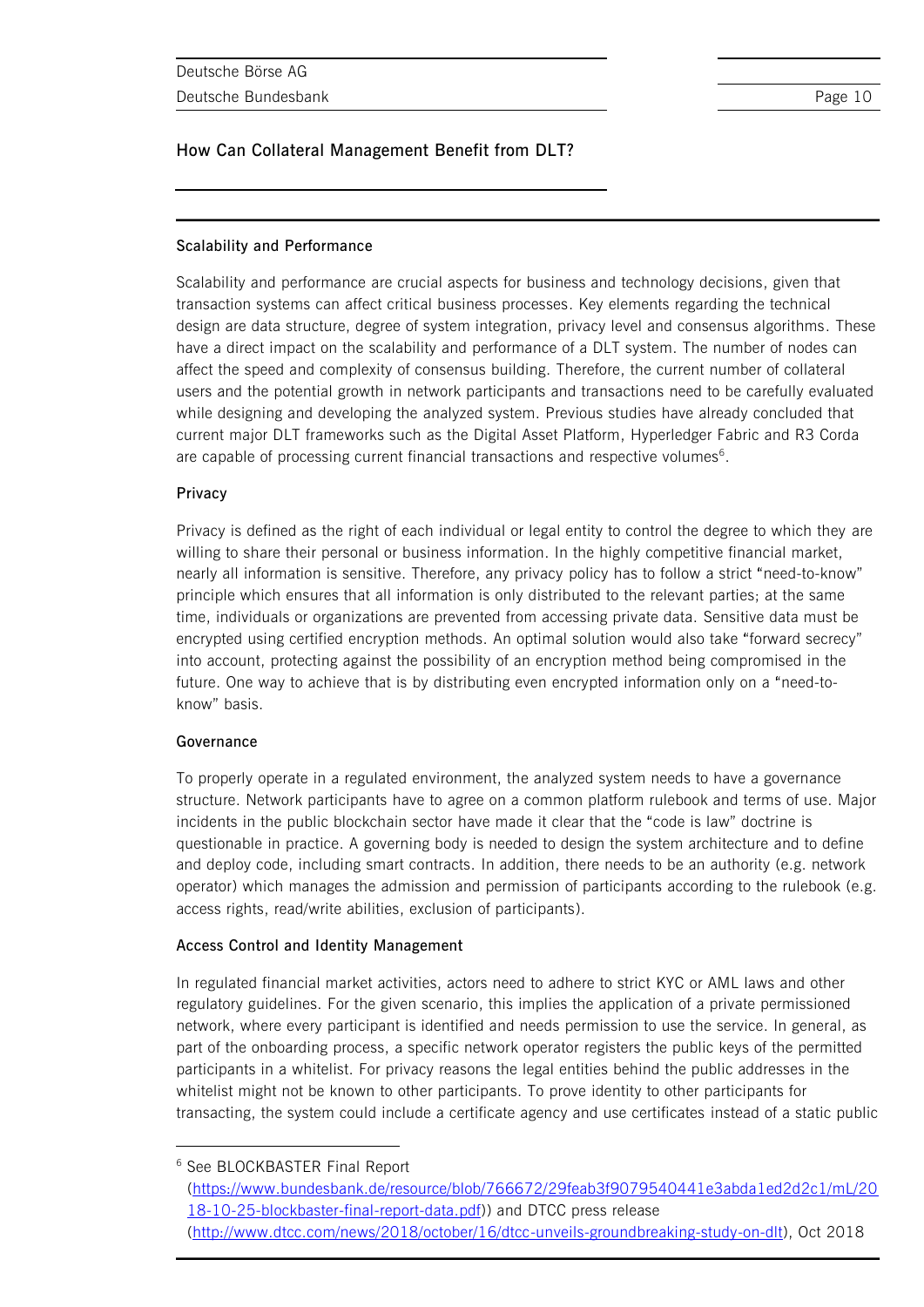#### Scalability and Performance

Scalability and performance are crucial aspects for business and technology decisions, given that transaction systems can affect critical business processes. Key elements regarding the technical design are data structure, degree of system integration, privacy level and consensus algorithms. These have a direct impact on the scalability and performance of a DLT system. The number of nodes can affect the speed and complexity of consensus building. Therefore, the current number of collateral users and the potential growth in network participants and transactions need to be carefully evaluated while designing and developing the analyzed system. Previous studies have already concluded that current major DLT frameworks such as the Digital Asset Platform, Hyperledger Fabric and R3 Corda are capable of processing current financial transactions and respective volumes[6].

#### Privacy

Privacy is defined as the right of each individual or legal entity to control the degree to which they are willing to share their personal or business information. In the highly competitive financial market, nearly all information is sensitive. Therefore, any privacy policy has to follow a strict "need-to-know" principle which ensures that all information is only distributed to the relevant parties; at the same time, individuals or organizations are prevented from accessing private data. Sensitive data must be encrypted using certified encryption methods. An optimal solution would also take "forward secrecy" into account, protecting against the possibility of an encryption method being compromised in the future. One way to achieve that is by distributing even encrypted information only on a "need-to-know" basis.

#### Governance

To properly operate in a regulated environment, the analyzed system needs to have a governance structure. Network participants have to agree on a common platform rulebook and terms of use. Major incidents in the public blockchain sector have made it clear that the "code is law" doctrine is questionable in practice. A governing body is needed to design the system architecture and to define and deploy code, including smart contracts. In addition, there needs to be an authority (e.g. network operator) which manages the admission and permission of participants according to the rulebook (e.g. access rights, read/write abilities, exclusion of participants).

#### Access Control and Identity Management

In regulated financial market activities, actors need to adhere to strict KYC or AML laws and other regulatory guidelines. For the given scenario, this implies the application of a private permissioned network, where every participant is identified and needs permission to use the service. In general, as part of the onboarding process, a specific network operator registers the public keys of the permitted participants in a whitelist. For privacy reasons the legal entities behind the public addresses in the whitelist might not be known to other participants. To prove identity to other participants for transacting, the system could include a certificate agency and use certificates instead of a static public

---

[6] See BLOCKBASTER Final Report (https://www.bundesbank.de/resource/blob/766672/29feab3f9079540441e3abda1ed2d2c1/mL/2018-10-25-blockbaster-final-report-data.pdf)) and DTCC press release (http://www.dtcc.com/news/2018/october/16/dtcc-unveils-groundbreaking-study-on-dlt), Oct 2018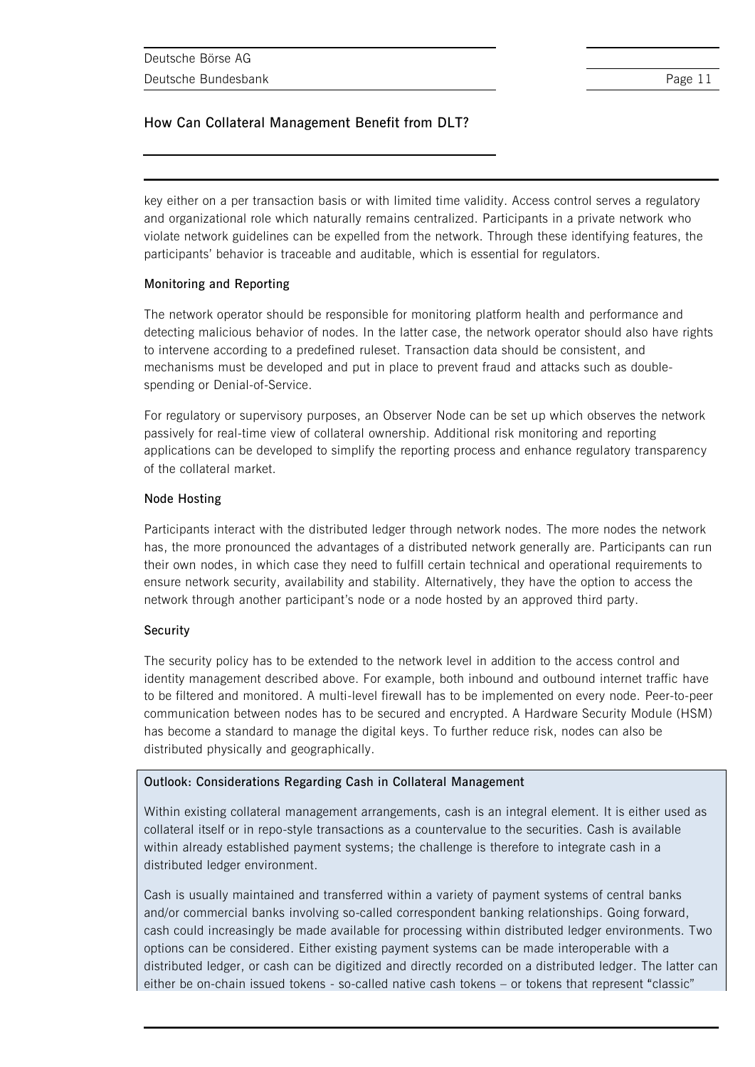key either on a per transaction basis or with limited time validity. Access control serves a regulatory and organizational role which naturally remains centralized. Participants in a private network who violate network guidelines can be expelled from the network. Through these identifying features, the participants' behavior is traceable and auditable, which is essential for regulators.

**Monitoring and Reporting**

The network operator should be responsible for monitoring platform health and performance and detecting malicious behavior of nodes. In the latter case, the network operator should also have rights to intervene according to a predefined ruleset. Transaction data should be consistent, and mechanisms must be developed and put in place to prevent fraud and attacks such as double-spending or Denial-of-Service.

For regulatory or supervisory purposes, an Observer Node can be set up which observes the network passively for real-time view of collateral ownership. Additional risk monitoring and reporting applications can be developed to simplify the reporting process and enhance regulatory transparency of the collateral market.

**Node Hosting**

Participants interact with the distributed ledger through network nodes. The more nodes the network has, the more pronounced the advantages of a distributed network generally are. Participants can run their own nodes, in which case they need to fulfill certain technical and operational requirements to ensure network security, availability and stability. Alternatively, they have the option to access the network through another participant's node or a node hosted by an approved third party.

**Security**

The security policy has to be extended to the network level in addition to the access control and identity management described above. For example, both inbound and outbound internet traffic have to be filtered and monitored. A multi-level firewall has to be implemented on every node. Peer-to-peer communication between nodes has to be secured and encrypted. A Hardware Security Module (HSM) has become a standard to manage the digital keys. To further reduce risk, nodes can also be distributed physically and geographically.

**Outlook: Considerations Regarding Cash in Collateral Management**

Within existing collateral management arrangements, cash is an integral element. It is either used as collateral itself or in repo-style transactions as a countervalue to the securities. Cash is available within already established payment systems; the challenge is therefore to integrate cash in a distributed ledger environment.

Cash is usually maintained and transferred within a variety of payment systems of central banks and/or commercial banks involving so-called correspondent banking relationships. Going forward, cash could increasingly be made available for processing within distributed ledger environments. Two options can be considered. Either existing payment systems can be made interoperable with a distributed ledger, or cash can be digitized and directly recorded on a distributed ledger. The latter can either be on-chain issued tokens - so-called native cash tokens – or tokens that represent "classic"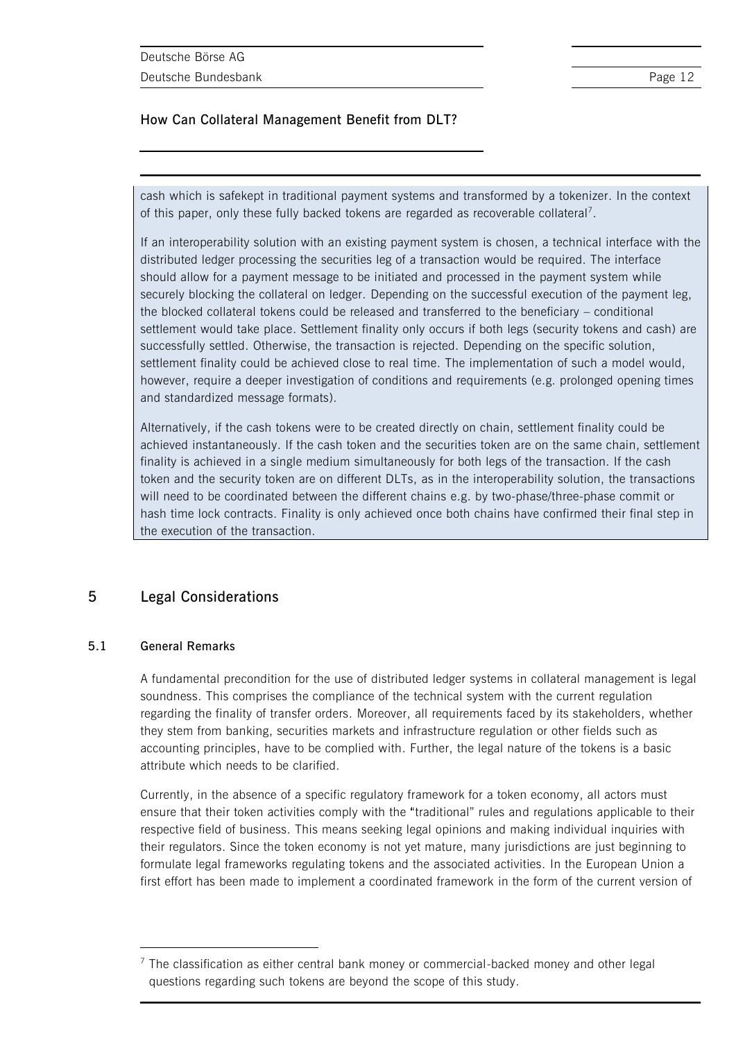cash which is safekept in traditional payment systems and transformed by a tokenizer. In the context of this paper, only these fully backed tokens are regarded as recoverable collateral[7].

If an interoperability solution with an existing payment system is chosen, a technical interface with the distributed ledger processing the securities leg of a transaction would be required. The interface should allow for a payment message to be initiated and processed in the payment system while securely blocking the collateral on ledger. Depending on the successful execution of the payment leg, the blocked collateral tokens could be released and transferred to the beneficiary – conditional settlement would take place. Settlement finality only occurs if both legs (security tokens and cash) are successfully settled. Otherwise, the transaction is rejected. Depending on the specific solution, settlement finality could be achieved close to real time. The implementation of such a model would, however, require a deeper investigation of conditions and requirements (e.g. prolonged opening times and standardized message formats).

Alternatively, if the cash tokens were to be created directly on chain, settlement finality could be achieved instantaneously. If the cash token and the securities token are on the same chain, settlement finality is achieved in a single medium simultaneously for both legs of the transaction. If the cash token and the security token are on different DLTs, as in the interoperability solution, the transactions will need to be coordinated between the different chains e.g. by two-phase/three-phase commit or hash time lock contracts. Finality is only achieved once both chains have confirmed their final step in the execution of the transaction.

## 5 Legal Considerations

### 5.1 General Remarks

A fundamental precondition for the use of distributed ledger systems in collateral management is legal soundness. This comprises the compliance of the technical system with the current regulation regarding the finality of transfer orders. Moreover, all requirements faced by its stakeholders, whether they stem from banking, securities markets and infrastructure regulation or other fields such as accounting principles, have to be complied with. Further, the legal nature of the tokens is a basic attribute which needs to be clarified.

Currently, in the absence of a specific regulatory framework for a token economy, all actors must ensure that their token activities comply with the "traditional" rules and regulations applicable to their respective field of business. This means seeking legal opinions and making individual inquiries with their regulators. Since the token economy is not yet mature, many jurisdictions are just beginning to formulate legal frameworks regulating tokens and the associated activities. In the European Union a first effort has been made to implement a coordinated framework in the form of the current version of

[7] The classification as either central bank money or commercial-backed money and other legal questions regarding such tokens are beyond the scope of this study.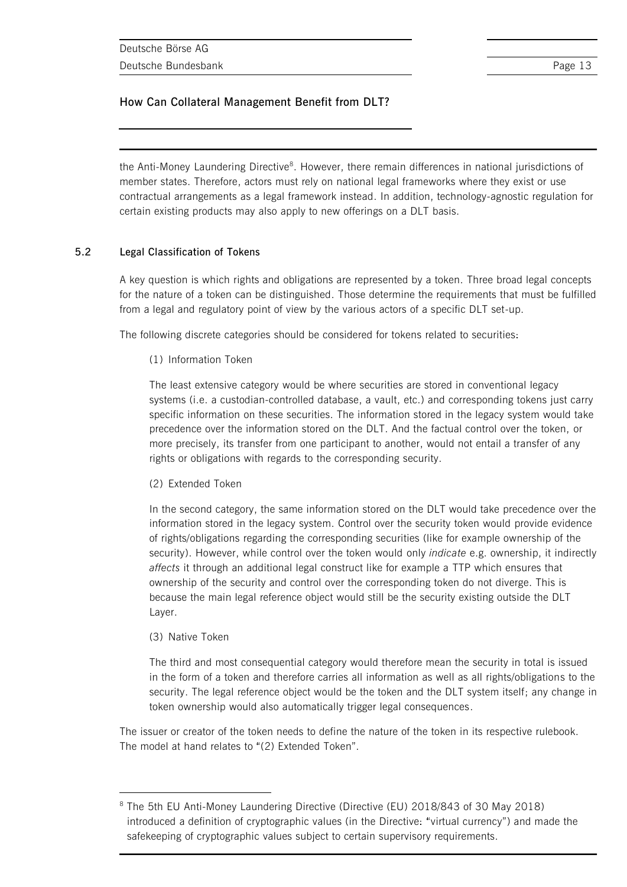the Anti-Money Laundering Directive[8]. However, there remain differences in national jurisdictions of member states. Therefore, actors must rely on national legal frameworks where they exist or use contractual arrangements as a legal framework instead. In addition, technology-agnostic regulation for certain existing products may also apply to new offerings on a DLT basis.

### 5.2 Legal Classification of Tokens

A key question is which rights and obligations are represented by a token. Three broad legal concepts for the nature of a token can be distinguished. Those determine the requirements that must be fulfilled from a legal and regulatory point of view by the various actors of a specific DLT set-up.

The following discrete categories should be considered for tokens related to securities:

(1) Information Token

The least extensive category would be where securities are stored in conventional legacy systems (i.e. a custodian-controlled database, a vault, etc.) and corresponding tokens just carry specific information on these securities. The information stored in the legacy system would take precedence over the information stored on the DLT. And the factual control over the token, or more precisely, its transfer from one participant to another, would not entail a transfer of any rights or obligations with regards to the corresponding security.

(2) Extended Token

In the second category, the same information stored on the DLT would take precedence over the information stored in the legacy system. Control over the security token would provide evidence of rights/obligations regarding the corresponding securities (like for example ownership of the security). However, while control over the token would only *indicate* e.g. ownership, it indirectly *affects* it through an additional legal construct like for example a TTP which ensures that ownership of the security and control over the corresponding token do not diverge. This is because the main legal reference object would still be the security existing outside the DLT Layer.

(3) Native Token

The third and most consequential category would therefore mean the security in total is issued in the form of a token and therefore carries all information as well as all rights/obligations to the security. The legal reference object would be the token and the DLT system itself; any change in token ownership would also automatically trigger legal consequences.

The issuer or creator of the token needs to define the nature of the token in its respective rulebook. The model at hand relates to "(2) Extended Token".

---

[8] The 5th EU Anti-Money Laundering Directive (Directive (EU) 2018/843 of 30 May 2018) introduced a definition of cryptographic values (in the Directive: "virtual currency") and made the safekeeping of cryptographic values subject to certain supervisory requirements.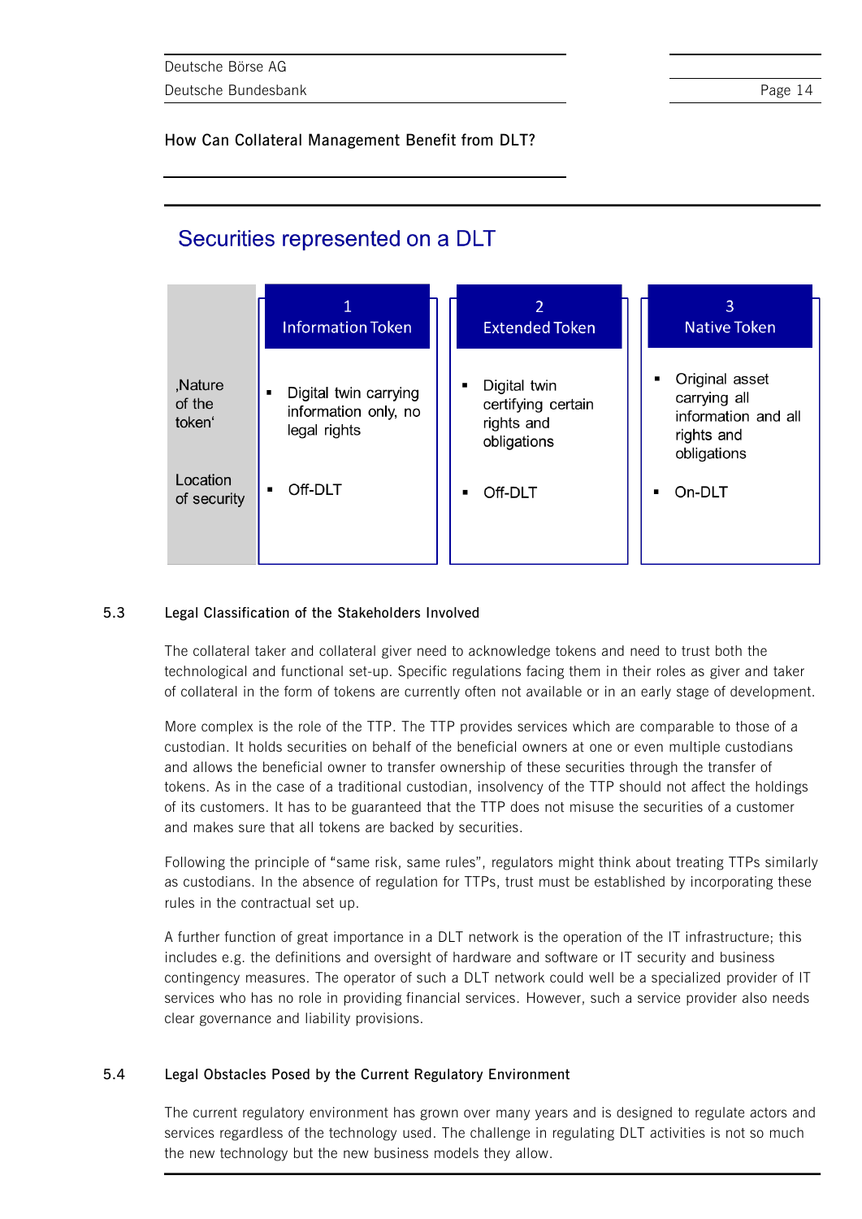## Securities represented on a DLT

| | 1 Information Token | 2 Extended Token | 3 Native Token |
|---|---|---|---|
| ‚Nature of the token' | ▪ Digital twin carrying information only, no legal rights | ▪ Digital twin certifying certain rights and obligations | ▪ Original asset carrying all information and all rights and obligations |
| Location of security | ▪ Off-DLT | ▪ Off-DLT | ▪ On-DLT |

### 5.3 Legal Classification of the Stakeholders Involved

The collateral taker and collateral giver need to acknowledge tokens and need to trust both the technological and functional set-up. Specific regulations facing them in their roles as giver and taker of collateral in the form of tokens are currently often not available or in an early stage of development.

More complex is the role of the TTP. The TTP provides services which are comparable to those of a custodian. It holds securities on behalf of the beneficial owners at one or even multiple custodians and allows the beneficial owner to transfer ownership of these securities through the transfer of tokens. As in the case of a traditional custodian, insolvency of the TTP should not affect the holdings of its customers. It has to be guaranteed that the TTP does not misuse the securities of a customer and makes sure that all tokens are backed by securities.

Following the principle of “same risk, same rules”, regulators might think about treating TTPs similarly as custodians. In the absence of regulation for TTPs, trust must be established by incorporating these rules in the contractual set up.

A further function of great importance in a DLT network is the operation of the IT infrastructure; this includes e.g. the definitions and oversight of hardware and software or IT security and business contingency measures. The operator of such a DLT network could well be a specialized provider of IT services who has no role in providing financial services. However, such a service provider also needs clear governance and liability provisions.

### 5.4 Legal Obstacles Posed by the Current Regulatory Environment

The current regulatory environment has grown over many years and is designed to regulate actors and services regardless of the technology used. The challenge in regulating DLT activities is not so much the new technology but the new business models they allow.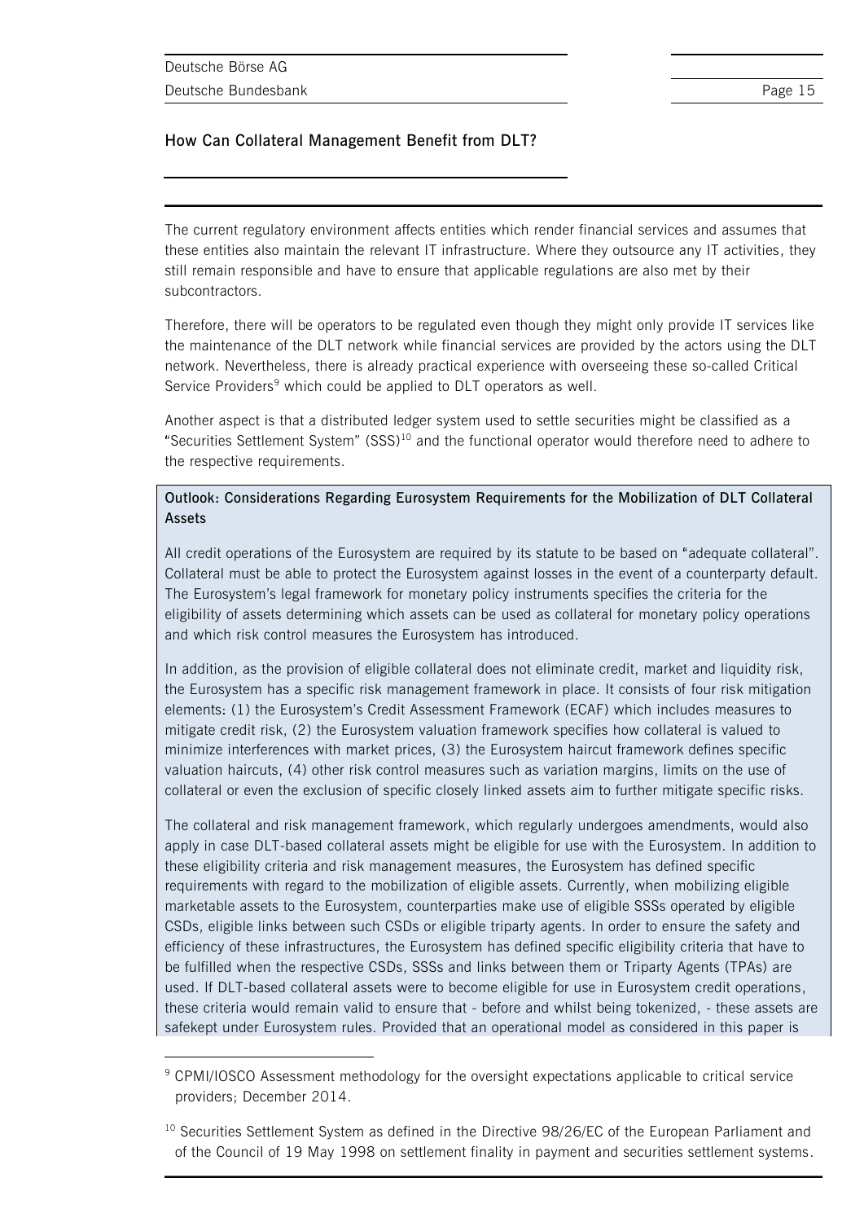The current regulatory environment affects entities which render financial services and assumes that these entities also maintain the relevant IT infrastructure. Where they outsource any IT activities, they still remain responsible and have to ensure that applicable regulations are also met by their subcontractors.

Therefore, there will be operators to be regulated even though they might only provide IT services like the maintenance of the DLT network while financial services are provided by the actors using the DLT network. Nevertheless, there is already practical experience with overseeing these so-called Critical Service Providers[9] which could be applied to DLT operators as well.

Another aspect is that a distributed ledger system used to settle securities might be classified as a "Securities Settlement System" (SSS)[10] and the functional operator would therefore need to adhere to the respective requirements.

**Outlook: Considerations Regarding Eurosystem Requirements for the Mobilization of DLT Collateral Assets**

All credit operations of the Eurosystem are required by its statute to be based on "adequate collateral". Collateral must be able to protect the Eurosystem against losses in the event of a counterparty default. The Eurosystem's legal framework for monetary policy instruments specifies the criteria for the eligibility of assets determining which assets can be used as collateral for monetary policy operations and which risk control measures the Eurosystem has introduced.

In addition, as the provision of eligible collateral does not eliminate credit, market and liquidity risk, the Eurosystem has a specific risk management framework in place. It consists of four risk mitigation elements: (1) the Eurosystem's Credit Assessment Framework (ECAF) which includes measures to mitigate credit risk, (2) the Eurosystem valuation framework specifies how collateral is valued to minimize interferences with market prices, (3) the Eurosystem haircut framework defines specific valuation haircuts, (4) other risk control measures such as variation margins, limits on the use of collateral or even the exclusion of specific closely linked assets aim to further mitigate specific risks.

The collateral and risk management framework, which regularly undergoes amendments, would also apply in case DLT-based collateral assets might be eligible for use with the Eurosystem. In addition to these eligibility criteria and risk management measures, the Eurosystem has defined specific requirements with regard to the mobilization of eligible assets. Currently, when mobilizing eligible marketable assets to the Eurosystem, counterparties make use of eligible SSSs operated by eligible CSDs, eligible links between such CSDs or eligible triparty agents. In order to ensure the safety and efficiency of these infrastructures, the Eurosystem has defined specific eligibility criteria that have to be fulfilled when the respective CSDs, SSSs and links between them or Triparty Agents (TPAs) are used. If DLT-based collateral assets were to become eligible for use in Eurosystem credit operations, these criteria would remain valid to ensure that - before and whilst being tokenized, - these assets are safekept under Eurosystem rules. Provided that an operational model as considered in this paper is

[9] CPMI/IOSCO Assessment methodology for the oversight expectations applicable to critical service providers; December 2014.

[10] Securities Settlement System as defined in the Directive 98/26/EC of the European Parliament and of the Council of 19 May 1998 on settlement finality in payment and securities settlement systems.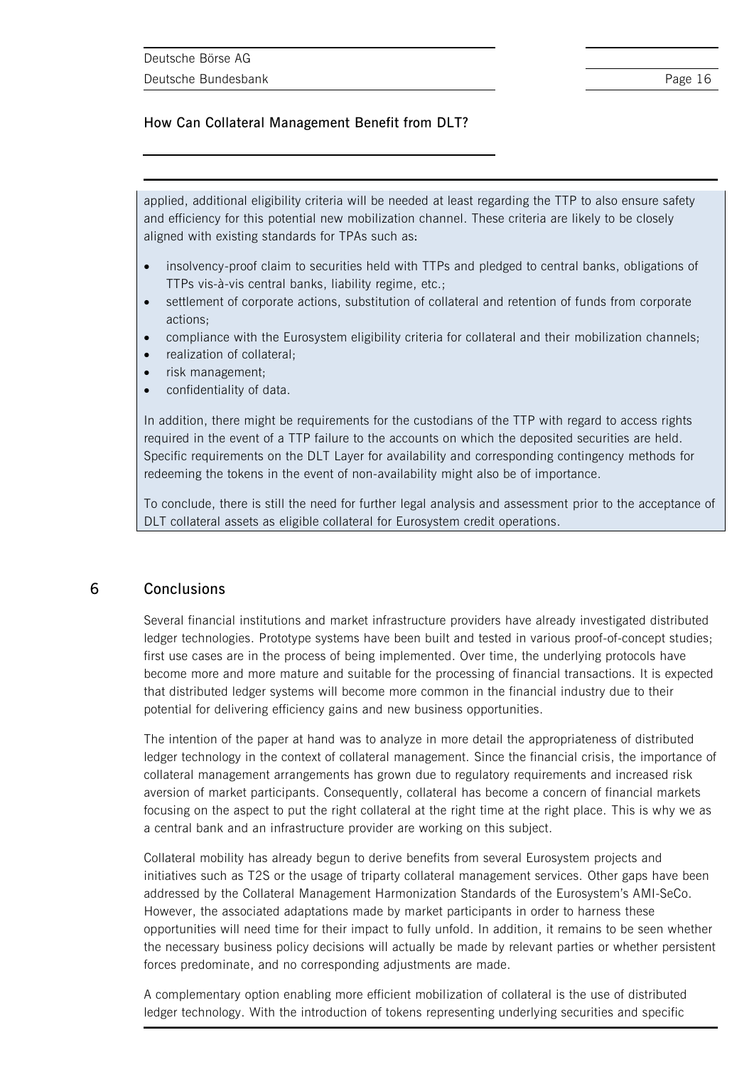applied, additional eligibility criteria will be needed at least regarding the TTP to also ensure safety and efficiency for this potential new mobilization channel. These criteria are likely to be closely aligned with existing standards for TPAs such as:

- insolvency-proof claim to securities held with TTPs and pledged to central banks, obligations of TTPs vis-à-vis central banks, liability regime, etc.;
- settlement of corporate actions, substitution of collateral and retention of funds from corporate actions;
- compliance with the Eurosystem eligibility criteria for collateral and their mobilization channels;
- realization of collateral;
- risk management;
- confidentiality of data.

In addition, there might be requirements for the custodians of the TTP with regard to access rights required in the event of a TTP failure to the accounts on which the deposited securities are held. Specific requirements on the DLT Layer for availability and corresponding contingency methods for redeeming the tokens in the event of non-availability might also be of importance.

To conclude, there is still the need for further legal analysis and assessment prior to the acceptance of DLT collateral assets as eligible collateral for Eurosystem credit operations.

## 6 Conclusions

Several financial institutions and market infrastructure providers have already investigated distributed ledger technologies. Prototype systems have been built and tested in various proof-of-concept studies; first use cases are in the process of being implemented. Over time, the underlying protocols have become more and more mature and suitable for the processing of financial transactions. It is expected that distributed ledger systems will become more common in the financial industry due to their potential for delivering efficiency gains and new business opportunities.

The intention of the paper at hand was to analyze in more detail the appropriateness of distributed ledger technology in the context of collateral management. Since the financial crisis, the importance of collateral management arrangements has grown due to regulatory requirements and increased risk aversion of market participants. Consequently, collateral has become a concern of financial markets focusing on the aspect to put the right collateral at the right time at the right place. This is why we as a central bank and an infrastructure provider are working on this subject.

Collateral mobility has already begun to derive benefits from several Eurosystem projects and initiatives such as T2S or the usage of triparty collateral management services. Other gaps have been addressed by the Collateral Management Harmonization Standards of the Eurosystem's AMI-SeCo. However, the associated adaptations made by market participants in order to harness these opportunities will need time for their impact to fully unfold. In addition, it remains to be seen whether the necessary business policy decisions will actually be made by relevant parties or whether persistent forces predominate, and no corresponding adjustments are made.

A complementary option enabling more efficient mobilization of collateral is the use of distributed ledger technology. With the introduction of tokens representing underlying securities and specific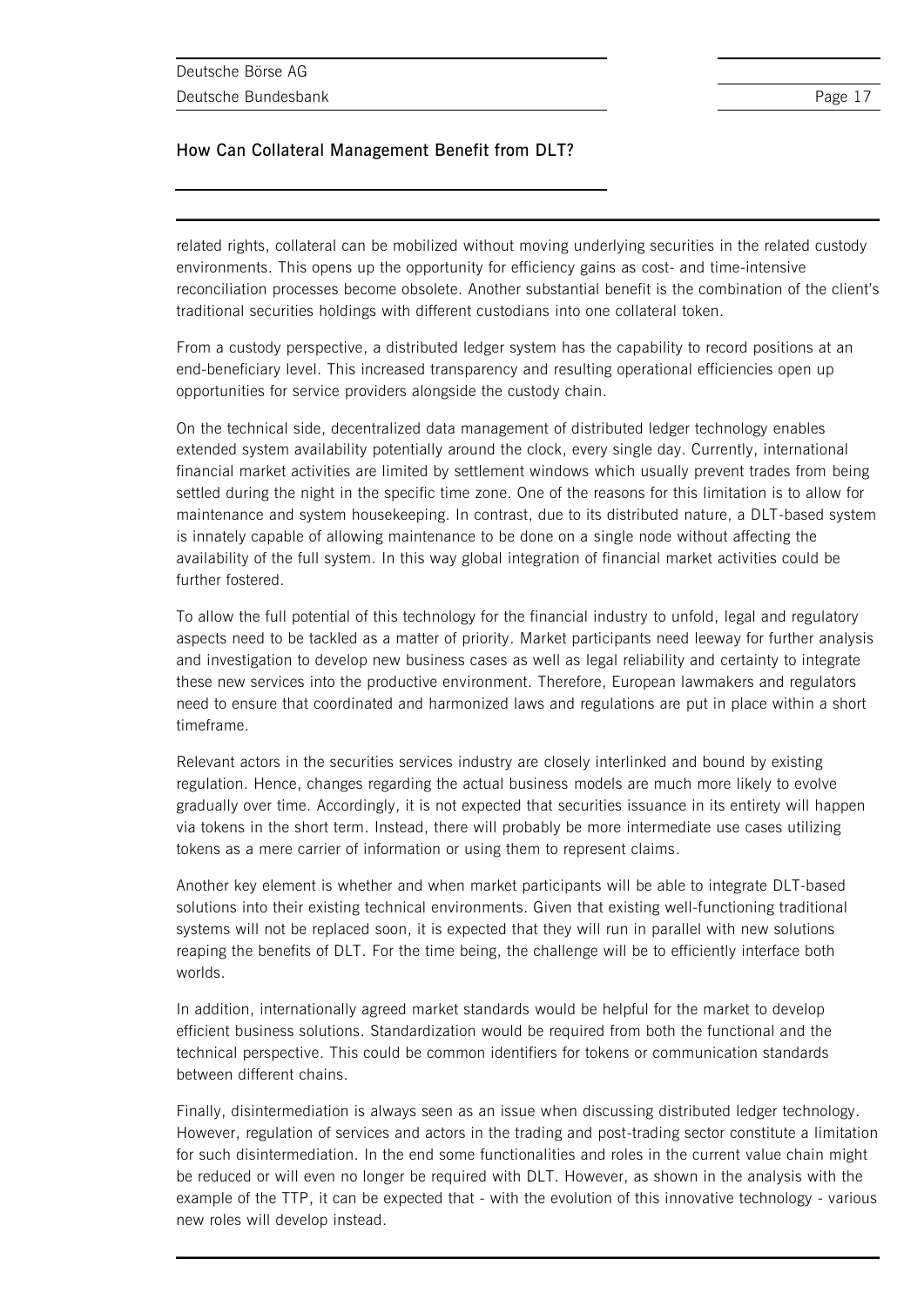related rights, collateral can be mobilized without moving underlying securities in the related custody environments. This opens up the opportunity for efficiency gains as cost- and time-intensive reconciliation processes become obsolete. Another substantial benefit is the combination of the client's traditional securities holdings with different custodians into one collateral token.

From a custody perspective, a distributed ledger system has the capability to record positions at an end-beneficiary level. This increased transparency and resulting operational efficiencies open up opportunities for service providers alongside the custody chain.

On the technical side, decentralized data management of distributed ledger technology enables extended system availability potentially around the clock, every single day. Currently, international financial market activities are limited by settlement windows which usually prevent trades from being settled during the night in the specific time zone. One of the reasons for this limitation is to allow for maintenance and system housekeeping. In contrast, due to its distributed nature, a DLT-based system is innately capable of allowing maintenance to be done on a single node without affecting the availability of the full system. In this way global integration of financial market activities could be further fostered.

To allow the full potential of this technology for the financial industry to unfold, legal and regulatory aspects need to be tackled as a matter of priority. Market participants need leeway for further analysis and investigation to develop new business cases as well as legal reliability and certainty to integrate these new services into the productive environment. Therefore, European lawmakers and regulators need to ensure that coordinated and harmonized laws and regulations are put in place within a short timeframe.

Relevant actors in the securities services industry are closely interlinked and bound by existing regulation. Hence, changes regarding the actual business models are much more likely to evolve gradually over time. Accordingly, it is not expected that securities issuance in its entirety will happen via tokens in the short term. Instead, there will probably be more intermediate use cases utilizing tokens as a mere carrier of information or using them to represent claims.

Another key element is whether and when market participants will be able to integrate DLT-based solutions into their existing technical environments. Given that existing well-functioning traditional systems will not be replaced soon, it is expected that they will run in parallel with new solutions reaping the benefits of DLT. For the time being, the challenge will be to efficiently interface both worlds.

In addition, internationally agreed market standards would be helpful for the market to develop efficient business solutions. Standardization would be required from both the functional and the technical perspective. This could be common identifiers for tokens or communication standards between different chains.

Finally, disintermediation is always seen as an issue when discussing distributed ledger technology. However, regulation of services and actors in the trading and post-trading sector constitute a limitation for such disintermediation. In the end some functionalities and roles in the current value chain might be reduced or will even no longer be required with DLT. However, as shown in the analysis with the example of the TTP, it can be expected that - with the evolution of this innovative technology - various new roles will develop instead.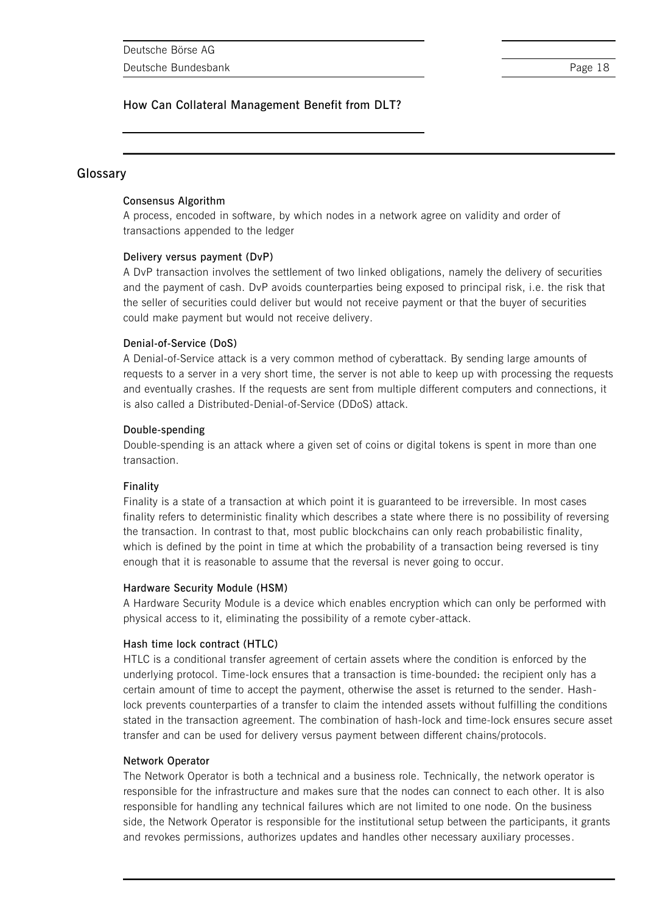## Glossary

**Consensus Algorithm**

A process, encoded in software, by which nodes in a network agree on validity and order of transactions appended to the ledger

**Delivery versus payment (DvP)**

A DvP transaction involves the settlement of two linked obligations, namely the delivery of securities and the payment of cash. DvP avoids counterparties being exposed to principal risk, i.e. the risk that the seller of securities could deliver but would not receive payment or that the buyer of securities could make payment but would not receive delivery.

**Denial-of-Service (DoS)**

A Denial-of-Service attack is a very common method of cyberattack. By sending large amounts of requests to a server in a very short time, the server is not able to keep up with processing the requests and eventually crashes. If the requests are sent from multiple different computers and connections, it is also called a Distributed-Denial-of-Service (DDoS) attack.

**Double-spending**

Double-spending is an attack where a given set of coins or digital tokens is spent in more than one transaction.

**Finality**

Finality is a state of a transaction at which point it is guaranteed to be irreversible. In most cases finality refers to deterministic finality which describes a state where there is no possibility of reversing the transaction. In contrast to that, most public blockchains can only reach probabilistic finality, which is defined by the point in time at which the probability of a transaction being reversed is tiny enough that it is reasonable to assume that the reversal is never going to occur.

**Hardware Security Module (HSM)**

A Hardware Security Module is a device which enables encryption which can only be performed with physical access to it, eliminating the possibility of a remote cyber-attack.

**Hash time lock contract (HTLC)**

HTLC is a conditional transfer agreement of certain assets where the condition is enforced by the underlying protocol. Time-lock ensures that a transaction is time-bounded: the recipient only has a certain amount of time to accept the payment, otherwise the asset is returned to the sender. Hash-lock prevents counterparties of a transfer to claim the intended assets without fulfilling the conditions stated in the transaction agreement. The combination of hash-lock and time-lock ensures secure asset transfer and can be used for delivery versus payment between different chains/protocols.

**Network Operator**

The Network Operator is both a technical and a business role. Technically, the network operator is responsible for the infrastructure and makes sure that the nodes can connect to each other. It is also responsible for handling any technical failures which are not limited to one node. On the business side, the Network Operator is responsible for the institutional setup between the participants, it grants and revokes permissions, authorizes updates and handles other necessary auxiliary processes.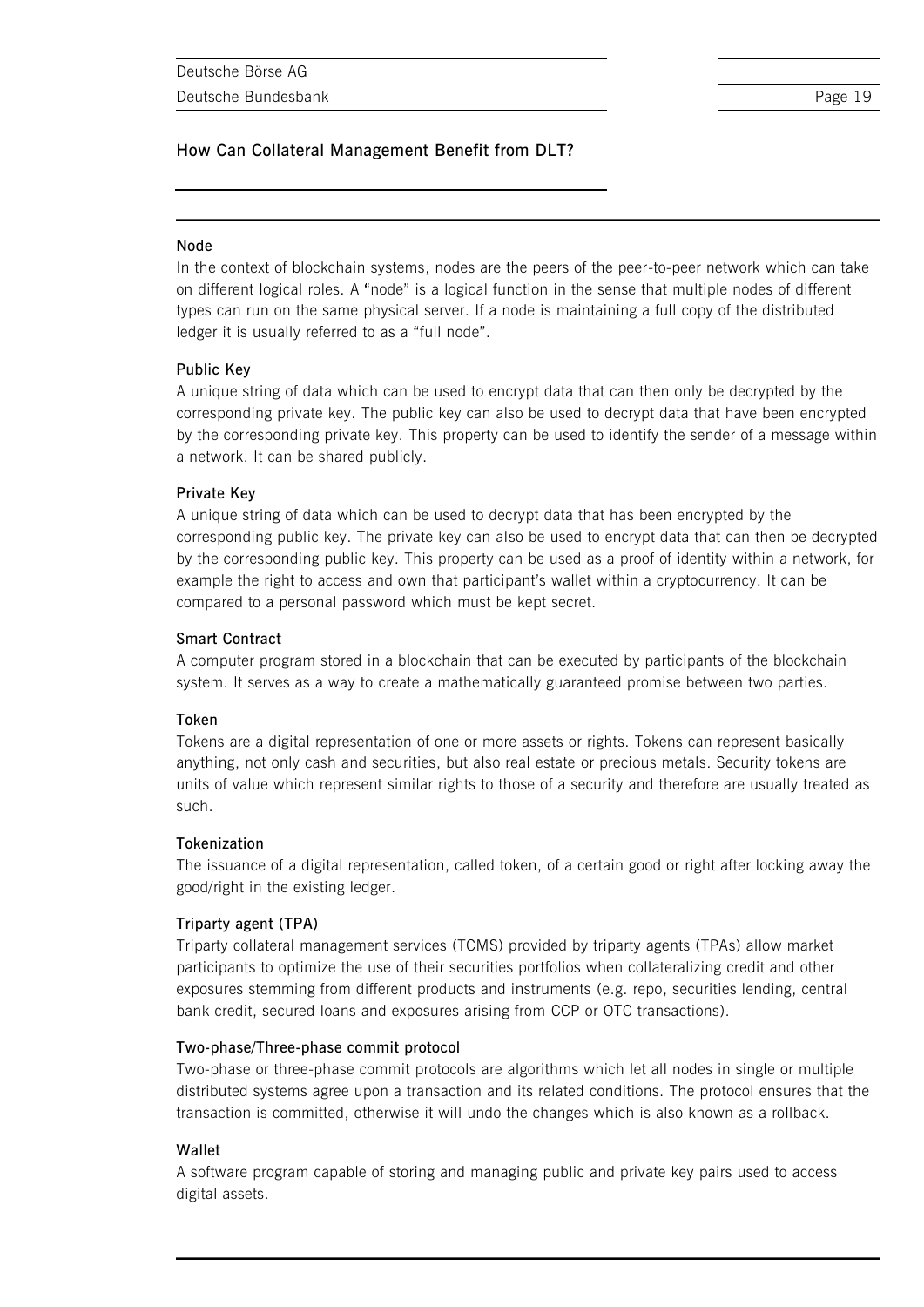**Node**

In the context of blockchain systems, nodes are the peers of the peer-to-peer network which can take on different logical roles. A "node" is a logical function in the sense that multiple nodes of different types can run on the same physical server. If a node is maintaining a full copy of the distributed ledger it is usually referred to as a "full node".

**Public Key**

A unique string of data which can be used to encrypt data that can then only be decrypted by the corresponding private key. The public key can also be used to decrypt data that have been encrypted by the corresponding private key. This property can be used to identify the sender of a message within a network. It can be shared publicly.

**Private Key**

A unique string of data which can be used to decrypt data that has been encrypted by the corresponding public key. The private key can also be used to encrypt data that can then be decrypted by the corresponding public key. This property can be used as a proof of identity within a network, for example the right to access and own that participant's wallet within a cryptocurrency. It can be compared to a personal password which must be kept secret.

**Smart Contract**

A computer program stored in a blockchain that can be executed by participants of the blockchain system. It serves as a way to create a mathematically guaranteed promise between two parties.

**Token**

Tokens are a digital representation of one or more assets or rights. Tokens can represent basically anything, not only cash and securities, but also real estate or precious metals. Security tokens are units of value which represent similar rights to those of a security and therefore are usually treated as such.

**Tokenization**

The issuance of a digital representation, called token, of a certain good or right after locking away the good/right in the existing ledger.

**Triparty agent (TPA)**

Triparty collateral management services (TCMS) provided by triparty agents (TPAs) allow market participants to optimize the use of their securities portfolios when collateralizing credit and other exposures stemming from different products and instruments (e.g. repo, securities lending, central bank credit, secured loans and exposures arising from CCP or OTC transactions).

**Two-phase/Three-phase commit protocol**

Two-phase or three-phase commit protocols are algorithms which let all nodes in single or multiple distributed systems agree upon a transaction and its related conditions. The protocol ensures that the transaction is committed, otherwise it will undo the changes which is also known as a rollback.

**Wallet**

A software program capable of storing and managing public and private key pairs used to access digital assets.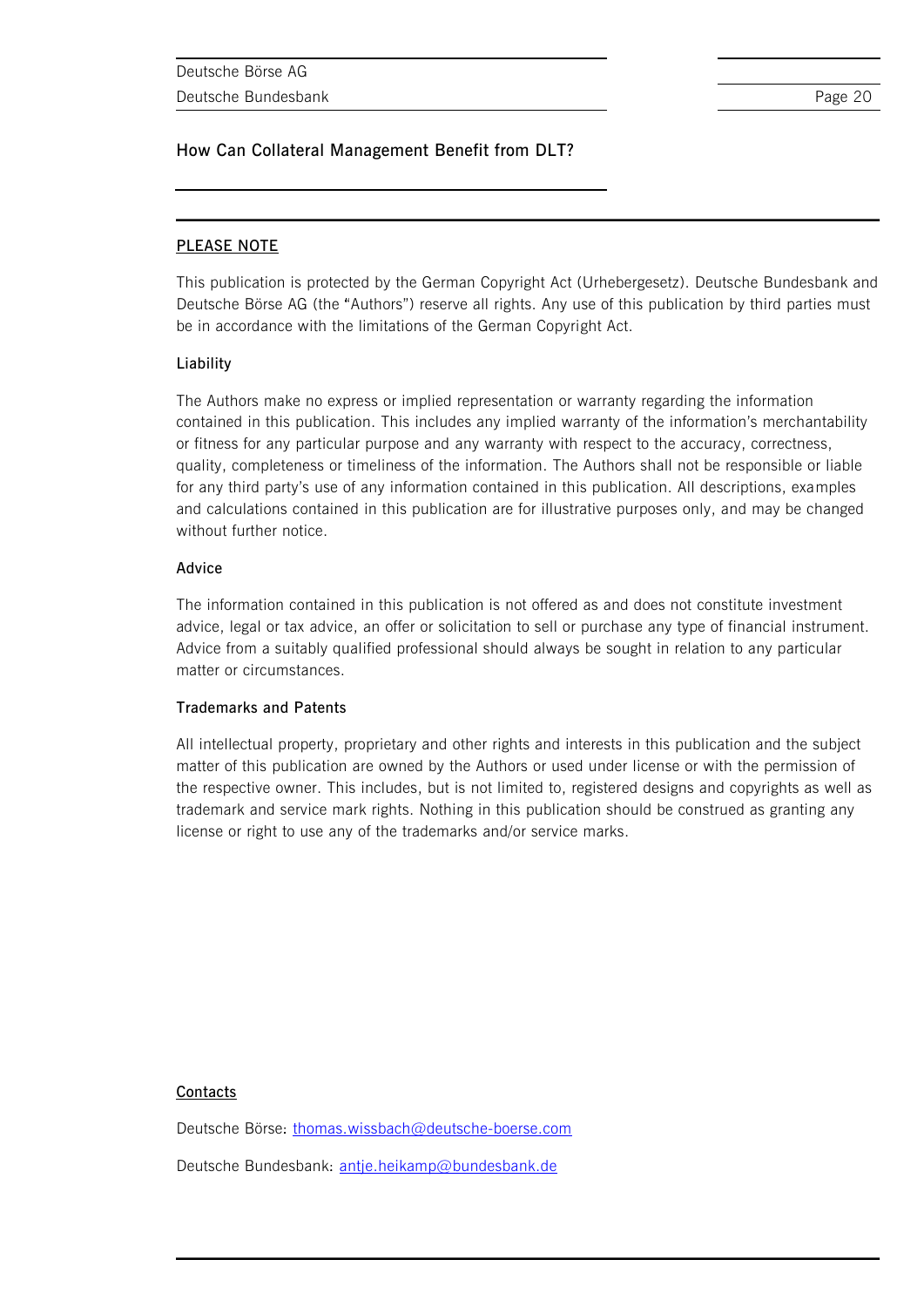## PLEASE NOTE

This publication is protected by the German Copyright Act (Urhebergesetz). Deutsche Bundesbank and Deutsche Börse AG (the "Authors") reserve all rights. Any use of this publication by third parties must be in accordance with the limitations of the German Copyright Act.

### Liability

The Authors make no express or implied representation or warranty regarding the information contained in this publication. This includes any implied warranty of the information's merchantability or fitness for any particular purpose and any warranty with respect to the accuracy, correctness, quality, completeness or timeliness of the information. The Authors shall not be responsible or liable for any third party's use of any information contained in this publication. All descriptions, examples and calculations contained in this publication are for illustrative purposes only, and may be changed without further notice.

### Advice

The information contained in this publication is not offered as and does not constitute investment advice, legal or tax advice, an offer or solicitation to sell or purchase any type of financial instrument. Advice from a suitably qualified professional should always be sought in relation to any particular matter or circumstances.

### Trademarks and Patents

All intellectual property, proprietary and other rights and interests in this publication and the subject matter of this publication are owned by the Authors or used under license or with the permission of the respective owner. This includes, but is not limited to, registered designs and copyrights as well as trademark and service mark rights. Nothing in this publication should be construed as granting any license or right to use any of the trademarks and/or service marks.

## Contacts

Deutsche Börse: thomas.wissbach@deutsche-boerse.com

Deutsche Bundesbank: antje.heikamp@bundesbank.de